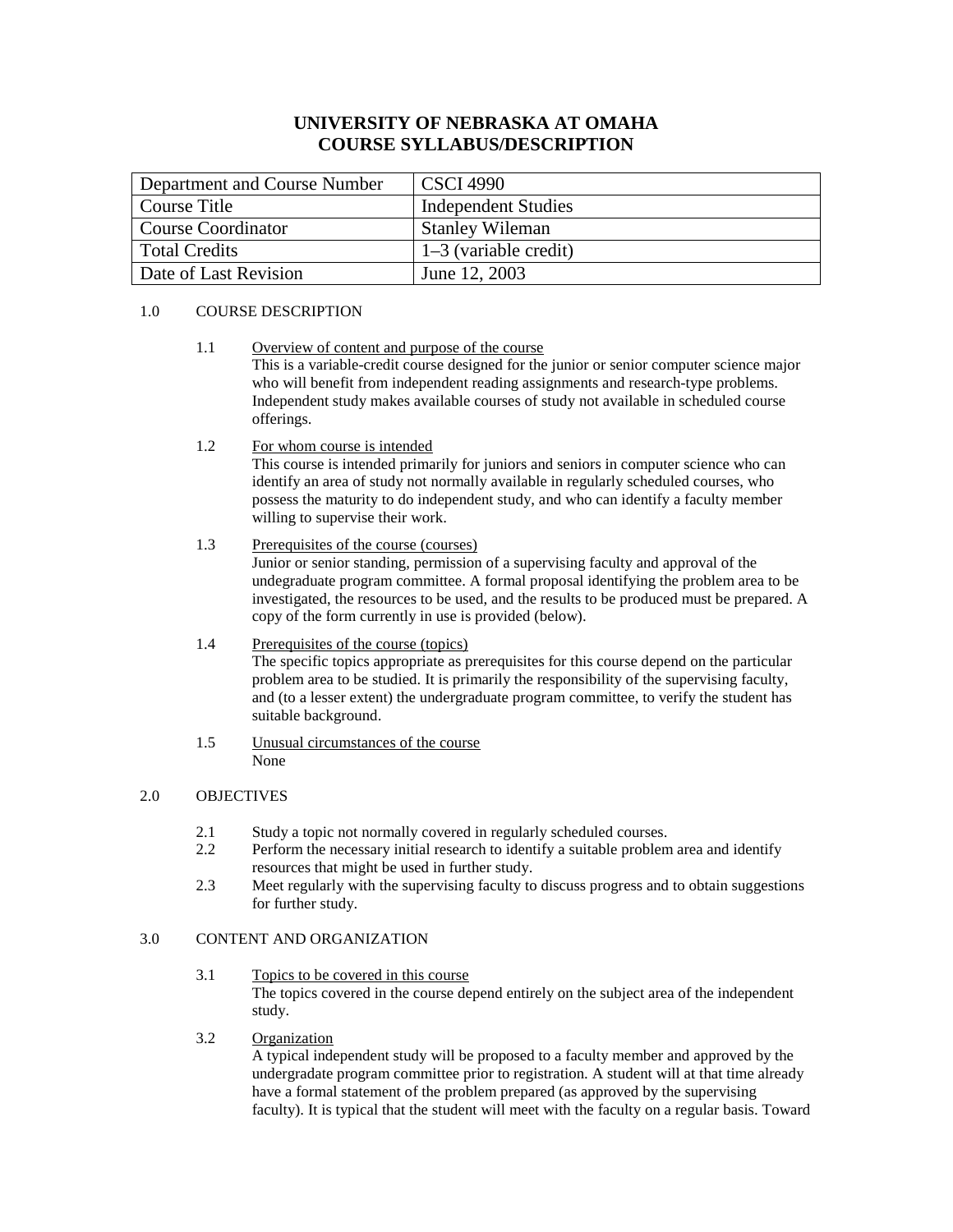# UNIVERSITY OF NEBRASKA AT OMAHA
# COURSE SYLLABUS/DESCRIPTION

| Department and Course Number | CSCI 4990 |
|---|---|
| Course Title | Independent Studies |
| Course Coordinator | Stanley Wileman |
| Total Credits | 1–3 (variable credit) |
| Date of Last Revision | June 12, 2003 |

## 1.0 COURSE DESCRIPTION

### 1.1 Overview of content and purpose of the course

This is a variable-credit course designed for the junior or senior computer science major who will benefit from independent reading assignments and research-type problems. Independent study makes available courses of study not available in scheduled course offerings.

### 1.2 For whom course is intended

This course is intended primarily for juniors and seniors in computer science who can identify an area of study not normally available in regularly scheduled courses, who possess the maturity to do independent study, and who can identify a faculty member willing to supervise their work.

### 1.3 Prerequisites of the course (courses)

Junior or senior standing, permission of a supervising faculty and approval of the undergraduate program committee. A formal proposal identifying the problem area to be investigated, the resources to be used, and the results to be produced must be prepared. A copy of the form currently in use is provided (below).

### 1.4 Prerequisites of the course (topics)

The specific topics appropriate as prerequisites for this course depend on the particular problem area to be studied. It is primarily the responsibility of the supervising faculty, and (to a lesser extent) the undergraduate program committee, to verify the student has suitable background.

### 1.5 Unusual circumstances of the course

None

## 2.0 OBJECTIVES

2.1 Study a topic not normally covered in regularly scheduled courses.

2.2 Perform the necessary initial research to identify a suitable problem area and identify resources that might be used in further study.

2.3 Meet regularly with the supervising faculty to discuss progress and to obtain suggestions for further study.

## 3.0 CONTENT AND ORGANIZATION

### 3.1 Topics to be covered in this course

The topics covered in the course depend entirely on the subject area of the independent study.

### 3.2 Organization

A typical independent study will be proposed to a faculty member and approved by the undergradate program committee prior to registration. A student will at that time already have a formal statement of the problem prepared (as approved by the supervising faculty). It is typical that the student will meet with the faculty on a regular basis. Toward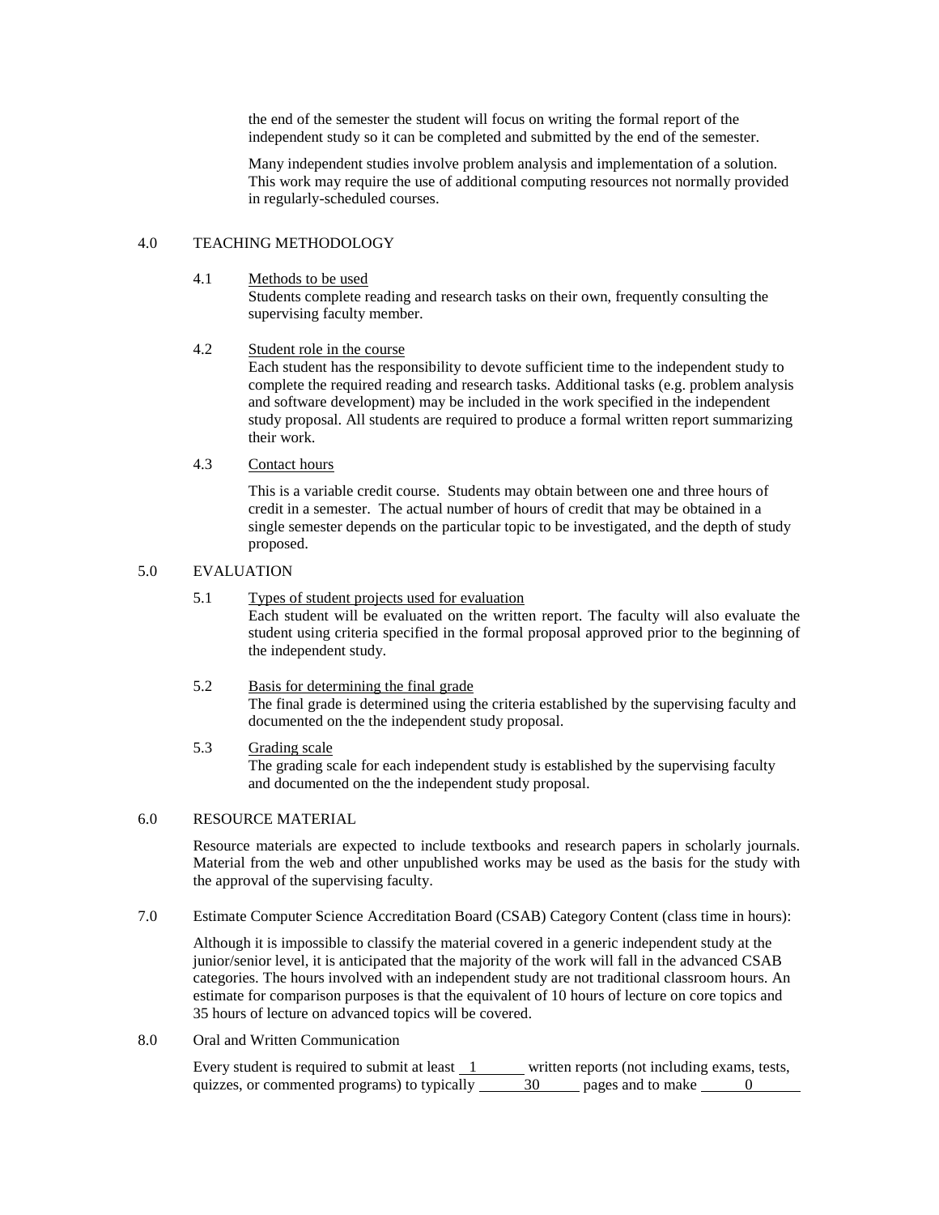the end of the semester the student will focus on writing the formal report of the independent study so it can be completed and submitted by the end of the semester.

Many independent studies involve problem analysis and implementation of a solution. This work may require the use of additional computing resources not normally provided in regularly-scheduled courses.

## 4.0 TEACHING METHODOLOGY

### 4.1 Methods to be used

Students complete reading and research tasks on their own, frequently consulting the supervising faculty member.

### 4.2 Student role in the course

Each student has the responsibility to devote sufficient time to the independent study to complete the required reading and research tasks. Additional tasks (e.g. problem analysis and software development) may be included in the work specified in the independent study proposal. All students are required to produce a formal written report summarizing their work.

### 4.3 Contact hours

This is a variable credit course. Students may obtain between one and three hours of credit in a semester. The actual number of hours of credit that may be obtained in a single semester depends on the particular topic to be investigated, and the depth of study proposed.

## 5.0 EVALUATION

### 5.1 Types of student projects used for evaluation

Each student will be evaluated on the written report. The faculty will also evaluate the student using criteria specified in the formal proposal approved prior to the beginning of the independent study.

### 5.2 Basis for determining the final grade

The final grade is determined using the criteria established by the supervising faculty and documented on the the independent study proposal.

### 5.3 Grading scale

The grading scale for each independent study is established by the supervising faculty and documented on the the independent study proposal.

## 6.0 RESOURCE MATERIAL

Resource materials are expected to include textbooks and research papers in scholarly journals. Material from the web and other unpublished works may be used as the basis for the study with the approval of the supervising faculty.

## 7.0 Estimate Computer Science Accreditation Board (CSAB) Category Content (class time in hours):

Although it is impossible to classify the material covered in a generic independent study at the junior/senior level, it is anticipated that the majority of the work will fall in the advanced CSAB categories. The hours involved with an independent study are not traditional classroom hours. An estimate for comparison purposes is that the equivalent of 10 hours of lecture on core topics and 35 hours of lecture on advanced topics will be covered.

## 8.0 Oral and Written Communication

Every student is required to submit at least 1 written reports (not including exams, tests, quizzes, or commented programs) to typically 30 pages and to make 0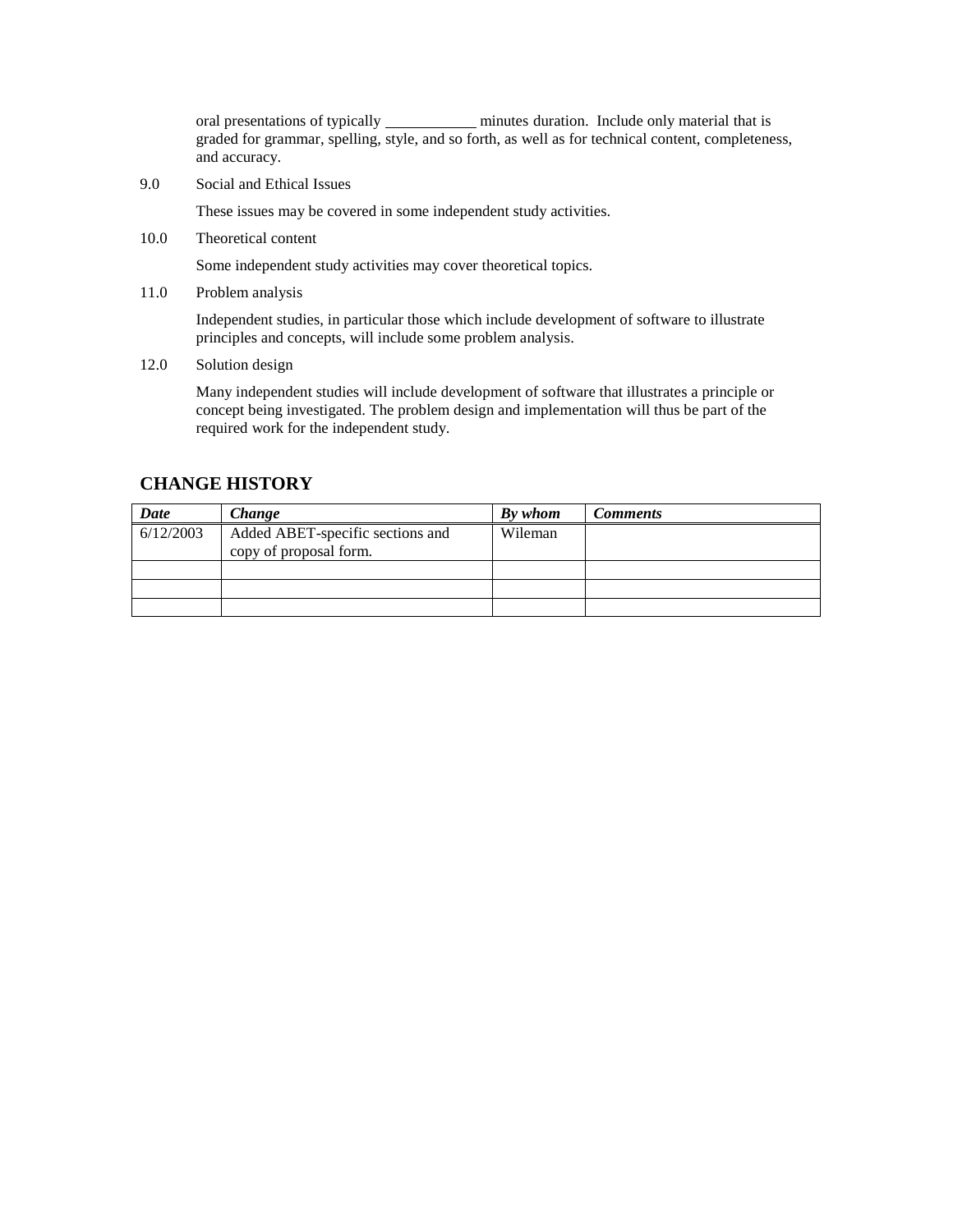oral presentations of typically ____________ minutes duration. Include only material that is graded for grammar, spelling, style, and so forth, as well as for technical content, completeness, and accuracy.

9.0 Social and Ethical Issues

These issues may be covered in some independent study activities.

10.0 Theoretical content

Some independent study activities may cover theoretical topics.

11.0 Problem analysis

Independent studies, in particular those which include development of software to illustrate principles and concepts, will include some problem analysis.

12.0 Solution design

Many independent studies will include development of software that illustrates a principle or concept being investigated. The problem design and implementation will thus be part of the required work for the independent study.

## CHANGE HISTORY

| ***Date*** | ***Change*** | ***By whom*** | ***Comments*** |
|---|---|---|---|
| 6/12/2003 | Added ABET-specific sections and copy of proposal form. | Wileman | |
| | | | |
| | | | |
| | | | |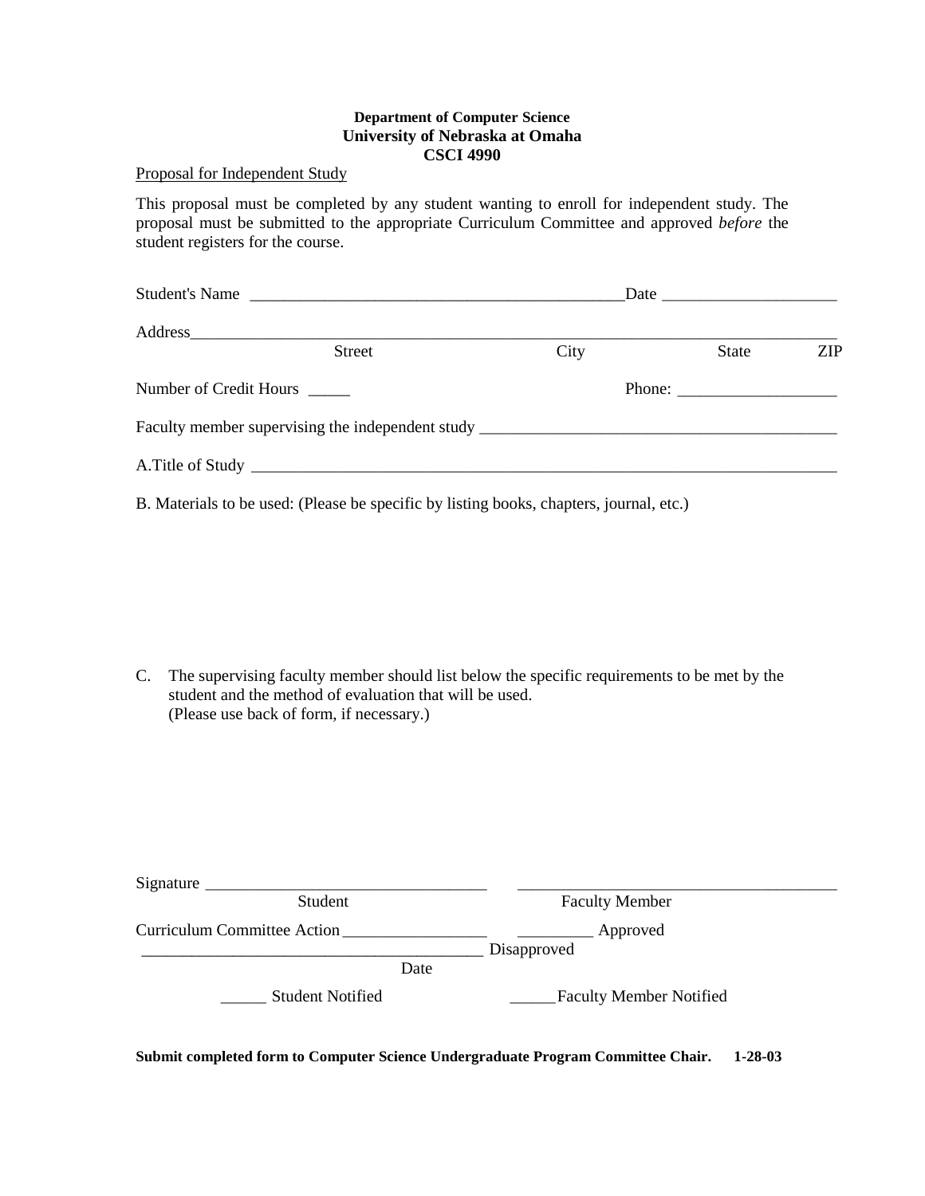**Department of Computer Science**
**University of Nebraska at Omaha**
**CSCI 4990**

Proposal for Independent Study

This proposal must be completed by any student wanting to enroll for independent study. The proposal must be submitted to the appropriate Curriculum Committee and approved *before* the student registers for the course.

Student's Name ______________________________________________Date _____________________

Address_________________________________________________________________________________
Street City State ZIP

Number of Credit Hours _____ Phone: ___________________

Faculty member supervising the independent study ____________________________________________

A.Title of Study ______________________________________________________________________

B. Materials to be used: (Please be specific by listing books, chapters, journal, etc.)

C. The supervising faculty member should list below the specific requirements to be met by the student and the method of evaluation that will be used.
(Please use back of form, if necessary.)

Signature __________________________________ ______________________________________
Student Faculty Member

Curriculum Committee Action _________________ _________ Approved
__________________________________________ Disapproved
Date

_____ Student Notified _____Faculty Member Notified

**Submit completed form to Computer Science Undergraduate Program Committee Chair. 1-28-03**